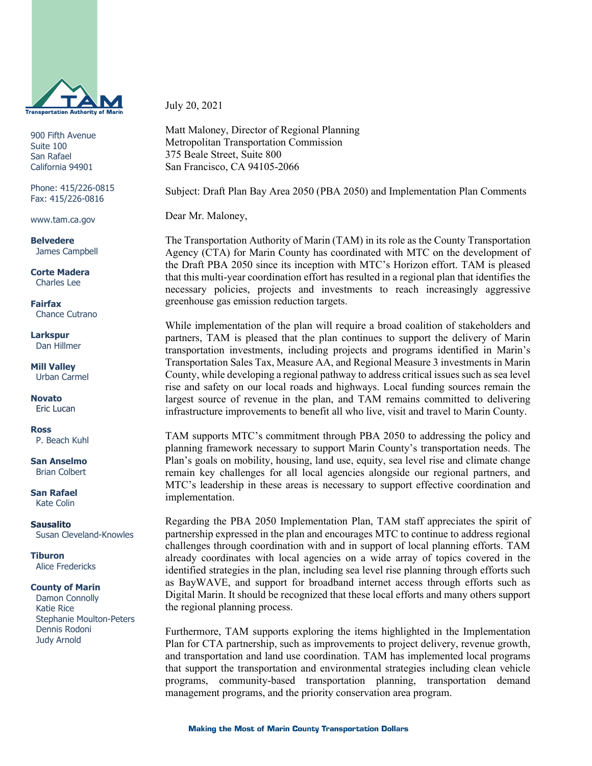**Transportation Authority of Marin**

900 Fifth Avenue
Suite 100
San Rafael
California 94901

Phone: 415/226-0815
Fax: 415/226-0816

www.tam.ca.gov

**Belvedere**
James Campbell

**Corte Madera**
Charles Lee

**Fairfax**
Chance Cutrano

**Larkspur**
Dan Hillmer

**Mill Valley**
Urban Carmel

**Novato**
Eric Lucan

**Ross**
P. Beach Kuhl

**San Anselmo**
Brian Colbert

**San Rafael**
Kate Colin

**Sausalito**
Susan Cleveland-Knowles

**Tiburon**
Alice Fredericks

**County of Marin**
Damon Connolly
Katie Rice
Stephanie Moulton-Peters
Dennis Rodoni
Judy Arnold

July 20, 2021

Matt Maloney, Director of Regional Planning
Metropolitan Transportation Commission
375 Beale Street, Suite 800
San Francisco, CA 94105-2066

Subject: Draft Plan Bay Area 2050 (PBA 2050) and Implementation Plan Comments

Dear Mr. Maloney,

The Transportation Authority of Marin (TAM) in its role as the County Transportation Agency (CTA) for Marin County has coordinated with MTC on the development of the Draft PBA 2050 since its inception with MTC's Horizon effort. TAM is pleased that this multi-year coordination effort has resulted in a regional plan that identifies the necessary policies, projects and investments to reach increasingly aggressive greenhouse gas emission reduction targets.

While implementation of the plan will require a broad coalition of stakeholders and partners, TAM is pleased that the plan continues to support the delivery of Marin transportation investments, including projects and programs identified in Marin's Transportation Sales Tax, Measure AA, and Regional Measure 3 investments in Marin County, while developing a regional pathway to address critical issues such as sea level rise and safety on our local roads and highways. Local funding sources remain the largest source of revenue in the plan, and TAM remains committed to delivering infrastructure improvements to benefit all who live, visit and travel to Marin County.

TAM supports MTC's commitment through PBA 2050 to addressing the policy and planning framework necessary to support Marin County's transportation needs. The Plan's goals on mobility, housing, land use, equity, sea level rise and climate change remain key challenges for all local agencies alongside our regional partners, and MTC's leadership in these areas is necessary to support effective coordination and implementation.

Regarding the PBA 2050 Implementation Plan, TAM staff appreciates the spirit of partnership expressed in the plan and encourages MTC to continue to address regional challenges through coordination with and in support of local planning efforts. TAM already coordinates with local agencies on a wide array of topics covered in the identified strategies in the plan, including sea level rise planning through efforts such as BayWAVE, and support for broadband internet access through efforts such as Digital Marin. It should be recognized that these local efforts and many others support the regional planning process.

Furthermore, TAM supports exploring the items highlighted in the Implementation Plan for CTA partnership, such as improvements to project delivery, revenue growth, and transportation and land use coordination. TAM has implemented local programs that support the transportation and environmental strategies including clean vehicle programs, community-based transportation planning, transportation demand management programs, and the priority conservation area program.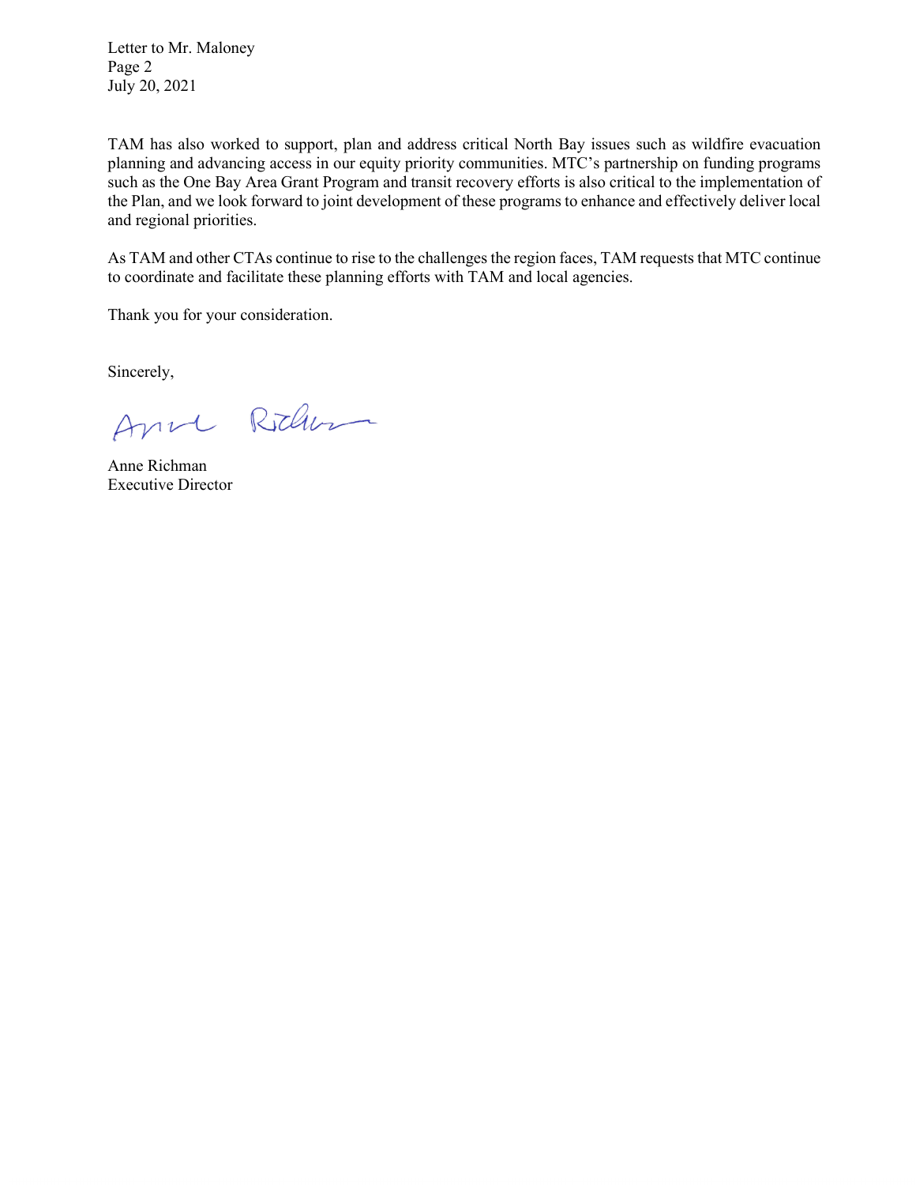TAM has also worked to support, plan and address critical North Bay issues such as wildfire evacuation planning and advancing access in our equity priority communities. MTC's partnership on funding programs such as the One Bay Area Grant Program and transit recovery efforts is also critical to the implementation of the Plan, and we look forward to joint development of these programs to enhance and effectively deliver local and regional priorities.

As TAM and other CTAs continue to rise to the challenges the region faces, TAM requests that MTC continue to coordinate and facilitate these planning efforts with TAM and local agencies.

Thank you for your consideration.

Sincerely,

Anne Richman
Executive Director